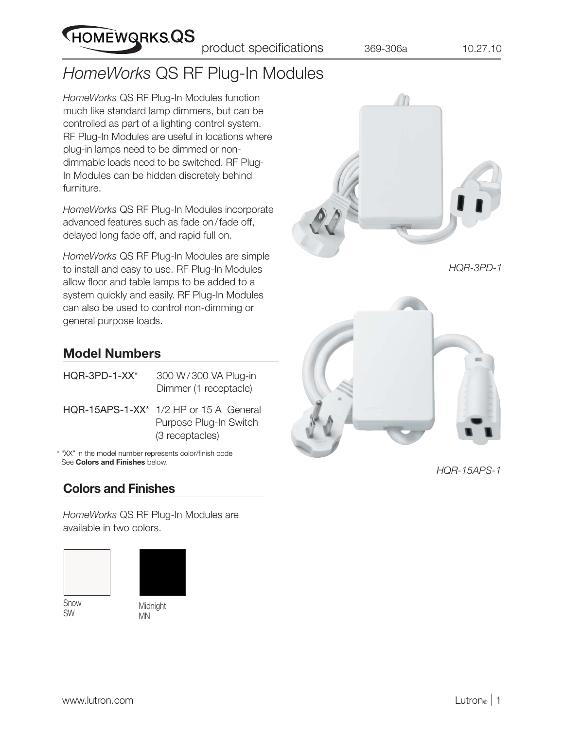# *HomeWorks* QS RF Plug-In Modules

*HomeWorks* QS RF Plug-In Modules function much like standard lamp dimmers, but can be controlled as part of a lighting control system. RF Plug-In Modules are useful in locations where plug-in lamps need to be dimmed or non-dimmable loads need to be switched. RF Plug-In Modules can be hidden discretely behind furniture.

*HomeWorks* QS RF Plug-In Modules incorporate advanced features such as fade on / fade off, delayed long fade off, and rapid full on.

*HomeWorks* QS RF Plug-In Modules are simple to install and easy to use. RF Plug-In Modules allow floor and table lamps to be added to a system quickly and easily. RF Plug-In Modules can also be used to control non-dimming or general purpose loads.

*HQR-3PD-1*

*HQR-15APS-1*

## Model Numbers

| | |
|---|---|
| HQR-3PD-1-XX* | 300 W / 300 VA Plug-in Dimmer (1 receptacle) |
| HQR-15APS-1-XX* | 1/2 HP or 15 A General Purpose Plug-In Switch (3 receptacles) |

\* "XX" in the model number represents color/finish code See **Colors and Finishes** below.

## Colors and Finishes

*HomeWorks* QS RF Plug-In Modules are available in two colors.

Snow
SW

Midnight
MN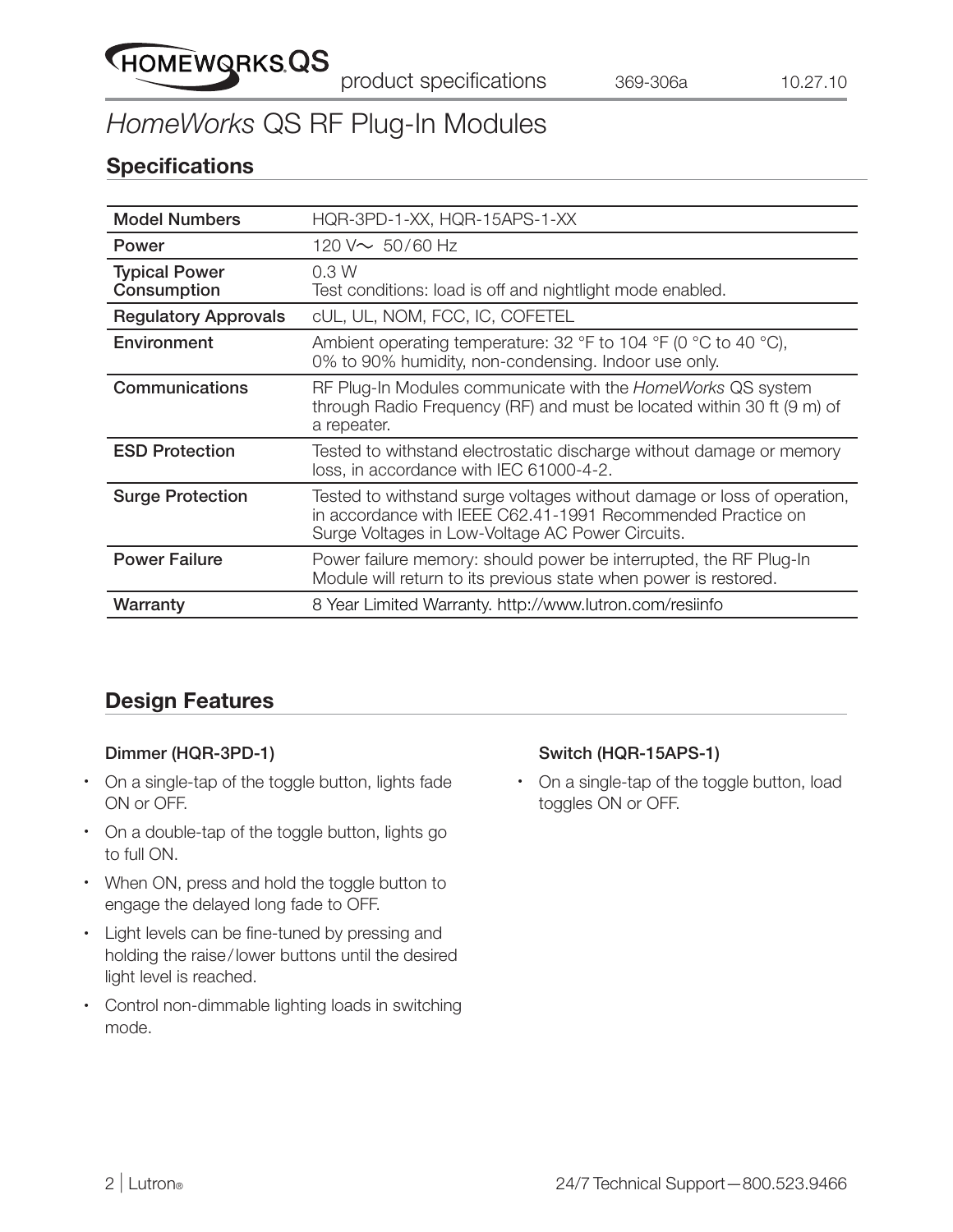# *HomeWorks* QS RF Plug-In Modules

## Specifications

| | |
|---|---|
| **Model Numbers** | HQR-3PD-1-XX, HQR-15APS-1-XX |
| **Power** | 120 V~ 50/60 Hz |
| **Typical Power Consumption** | 0.3 W<br>Test conditions: load is off and nightlight mode enabled. |
| **Regulatory Approvals** | cUL, UL, NOM, FCC, IC, COFETEL |
| **Environment** | Ambient operating temperature: 32 °F to 104 °F (0 °C to 40 °C), 0% to 90% humidity, non-condensing. Indoor use only. |
| **Communications** | RF Plug-In Modules communicate with the *HomeWorks* QS system through Radio Frequency (RF) and must be located within 30 ft (9 m) of a repeater. |
| **ESD Protection** | Tested to withstand electrostatic discharge without damage or memory loss, in accordance with IEC 61000-4-2. |
| **Surge Protection** | Tested to withstand surge voltages without damage or loss of operation, in accordance with IEEE C62.41-1991 Recommended Practice on Surge Voltages in Low-Voltage AC Power Circuits. |
| **Power Failure** | Power failure memory: should power be interrupted, the RF Plug-In Module will return to its previous state when power is restored. |
| **Warranty** | 8 Year Limited Warranty. http://www.lutron.com/resiinfo |

## Design Features

### Dimmer (HQR-3PD-1)

- On a single-tap of the toggle button, lights fade ON or OFF.
- On a double-tap of the toggle button, lights go to full ON.
- When ON, press and hold the toggle button to engage the delayed long fade to OFF.
- Light levels can be fine-tuned by pressing and holding the raise/lower buttons until the desired light level is reached.
- Control non-dimmable lighting loads in switching mode.

### Switch (HQR-15APS-1)

- On a single-tap of the toggle button, load toggles ON or OFF.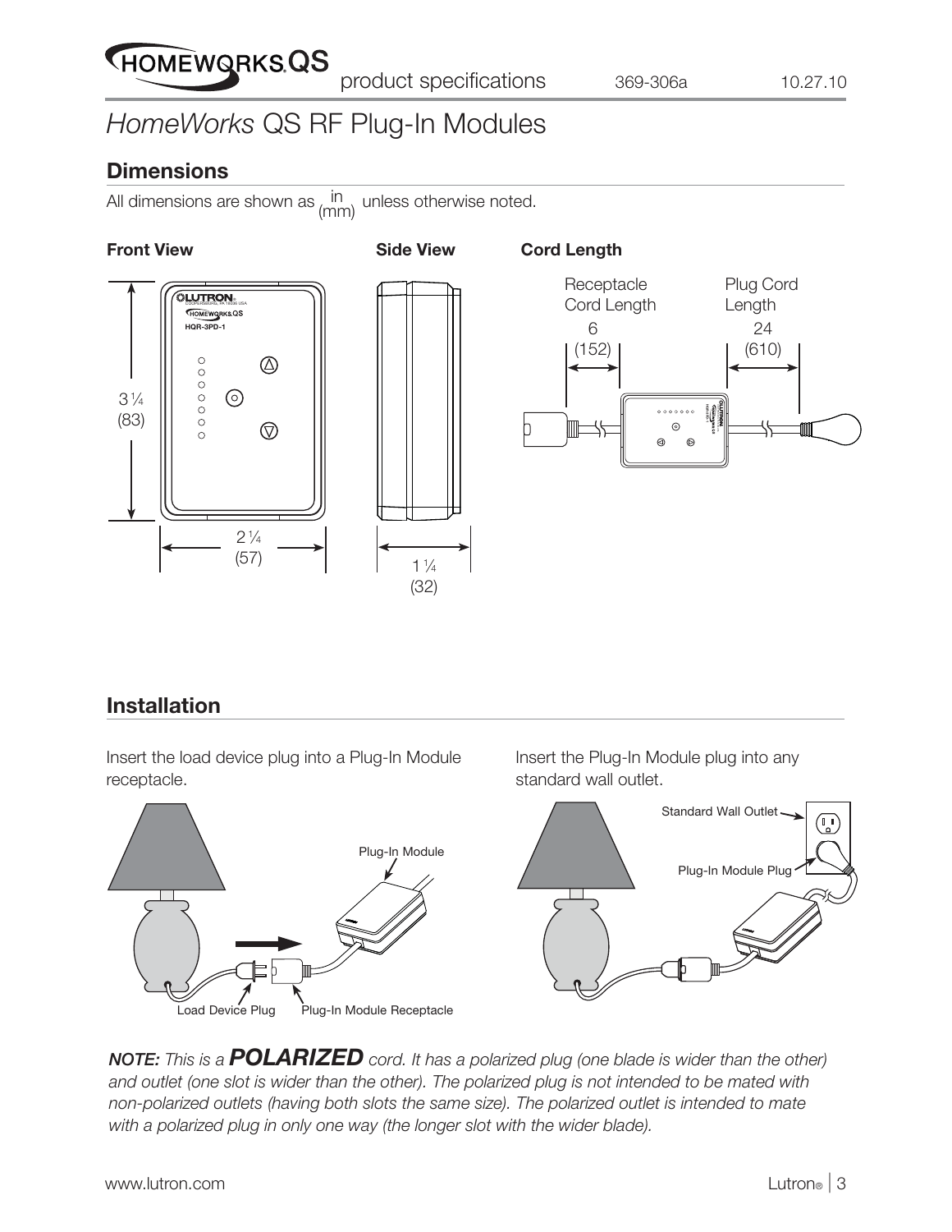# *HomeWorks* QS RF Plug-In Modules

## Dimensions

All dimensions are shown as in/(mm) unless otherwise noted.

**Front View**

3 1/4 (83)

2 1/4 (57)

**Side View**

1 1/4 (32)

**Cord Length**

Receptacle Cord Length 6 (152)

Plug Cord Length 24 (610)

## Installation

Insert the load device plug into a Plug-In Module receptacle.

Plug-In Module

Load Device Plug

Plug-In Module Receptacle

Insert the Plug-In Module plug into any standard wall outlet.

Standard Wall Outlet

Plug-In Module Plug

***NOTE:*** *This is a* ***POLARIZED*** *cord. It has a polarized plug (one blade is wider than the other) and outlet (one slot is wider than the other). The polarized plug is not intended to be mated with non-polarized outlets (having both slots the same size). The polarized outlet is intended to mate with a polarized plug in only one way (the longer slot with the wider blade).*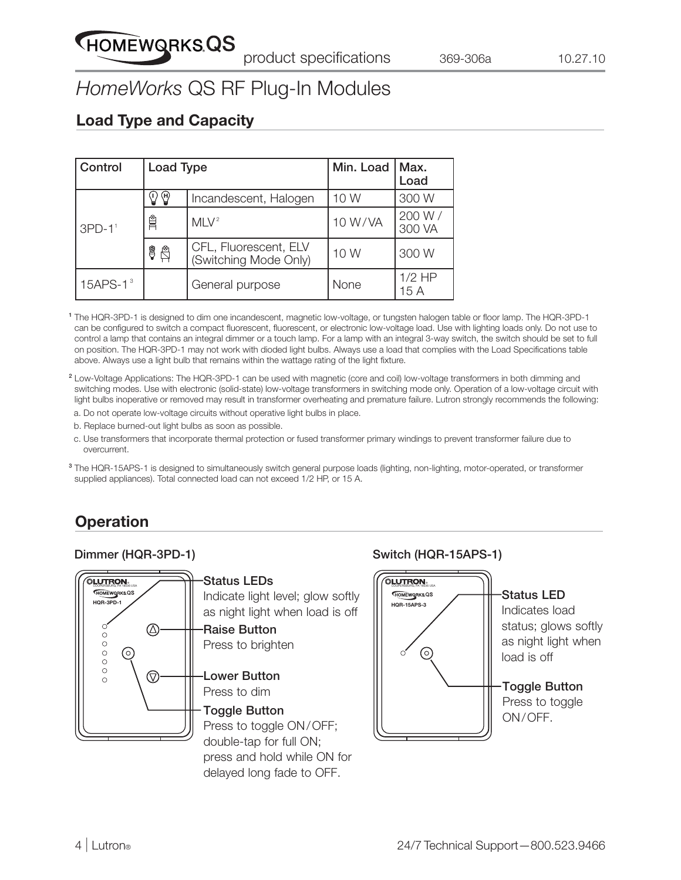# HomeWorks QS RF Plug-In Modules

## Load Type and Capacity

| Control | Load Type | | Min. Load | Max. Load |
|---|---|---|---|---|
| 3PD-1[1] | | Incandescent, Halogen | 10 W | 300 W |
| | | MLV[2] | 10 W/VA | 200 W / 300 VA |
| | | CFL, Fluorescent, ELV (Switching Mode Only) | 10 W | 300 W |
| 15APS-1[3] | | General purpose | None | 1/2 HP 15 A |

[1] The HQR-3PD-1 is designed to dim one incandescent, magnetic low-voltage, or tungsten halogen table or floor lamp. The HQR-3PD-1 can be configured to switch a compact fluorescent, fluorescent, or electronic low-voltage load. Use with lighting loads only. Do not use to control a lamp that contains an integral dimmer or a touch lamp. For a lamp with an integral 3-way switch, the switch should be set to full on position. The HQR-3PD-1 may not work with dioded light bulbs. Always use a load that complies with the Load Specifications table above. Always use a light bulb that remains within the wattage rating of the light fixture.

[2] Low-Voltage Applications: The HQR-3PD-1 can be used with magnetic (core and coil) low-voltage transformers in both dimming and switching modes. Use with electronic (solid-state) low-voltage transformers in switching mode only. Operation of a low-voltage circuit with light bulbs inoperative or removed may result in transformer overheating and premature failure. Lutron strongly recommends the following:

a. Do not operate low-voltage circuits without operative light bulbs in place.

b. Replace burned-out light bulbs as soon as possible.

c. Use transformers that incorporate thermal protection or fused transformer primary windings to prevent transformer failure due to overcurrent.

[3] The HQR-15APS-1 is designed to simultaneously switch general purpose loads (lighting, non-lighting, motor-operated, or transformer supplied appliances). Total connected load can not exceed 1/2 HP, or 15 A.

## Operation

### Dimmer (HQR-3PD-1)

LUTRON
COOPERSBURG, PA 18036 USA
HOMEWORKS QS
HQR-3PD-1

**Status LEDs**
Indicate light level; glow softly as night light when load is off

**Raise Button**
Press to brighten

**Lower Button**
Press to dim

**Toggle Button**
Press to toggle ON/OFF; double-tap for full ON; press and hold while ON for delayed long fade to OFF.

### Switch (HQR-15APS-1)

LUTRON
COOPERSBURG, PA 18036 USA
HOMEWORKS QS
HQR-15APS-3

**Status LED**
Indicates load status; glows softly as night light when load is off

**Toggle Button**
Press to toggle ON/OFF.